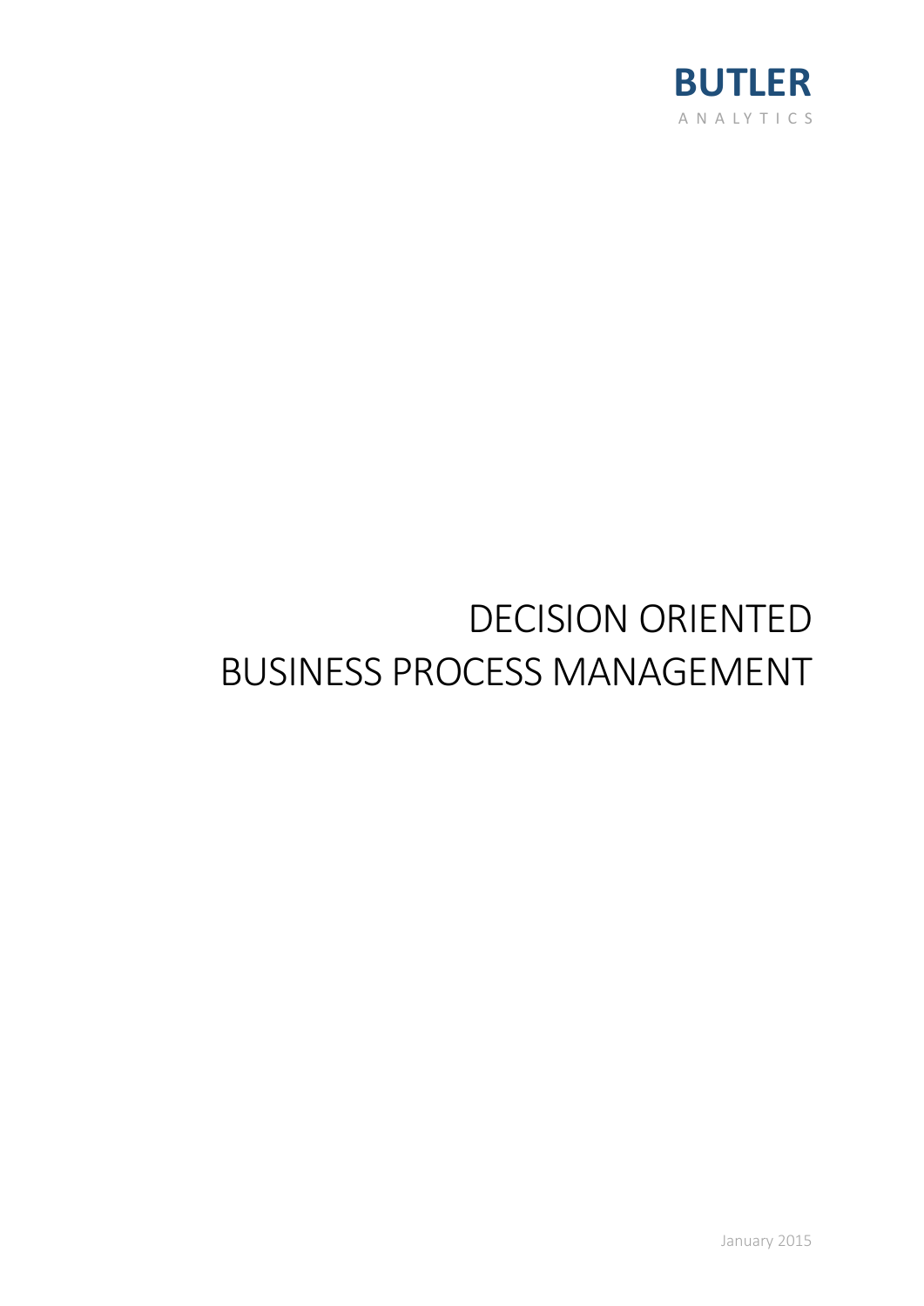**BUTLER**
ANALYTICS

# DECISION ORIENTED BUSINESS PROCESS MANAGEMENT

January 2015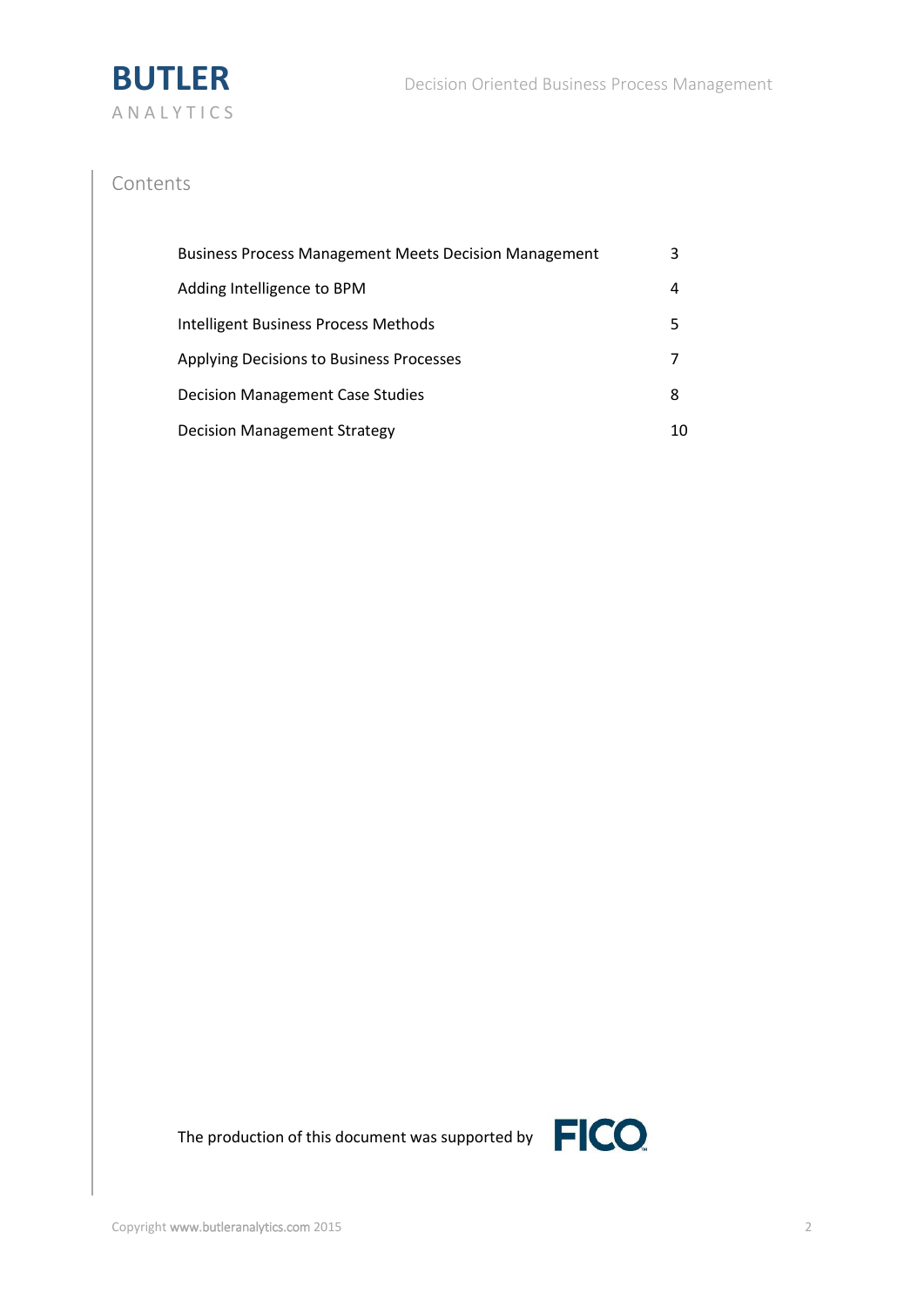# Contents

| | |
|---|---|
| Business Process Management Meets Decision Management | 3 |
| Adding Intelligence to BPM | 4 |
| Intelligent Business Process Methods | 5 |
| Applying Decisions to Business Processes | 7 |
| Decision Management Case Studies | 8 |
| Decision Management Strategy | 10 |

The production of this document was supported by FICO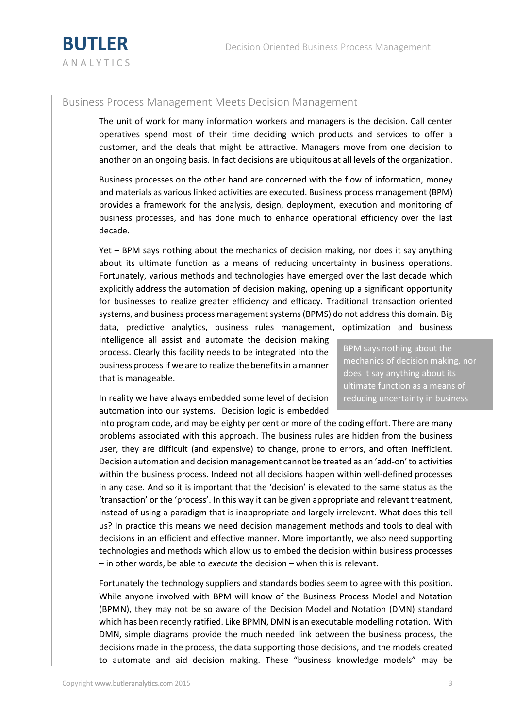## Business Process Management Meets Decision Management

The unit of work for many information workers and managers is the decision. Call center operatives spend most of their time deciding which products and services to offer a customer, and the deals that might be attractive. Managers move from one decision to another on an ongoing basis. In fact decisions are ubiquitous at all levels of the organization.

Business processes on the other hand are concerned with the flow of information, money and materials as various linked activities are executed. Business process management (BPM) provides a framework for the analysis, design, deployment, execution and monitoring of business processes, and has done much to enhance operational efficiency over the last decade.

Yet – BPM says nothing about the mechanics of decision making, nor does it say anything about its ultimate function as a means of reducing uncertainty in business operations. Fortunately, various methods and technologies have emerged over the last decade which explicitly address the automation of decision making, opening up a significant opportunity for businesses to realize greater efficiency and efficacy. Traditional transaction oriented systems, and business process management systems (BPMS) do not address this domain. Big data, predictive analytics, business rules management, optimization and business intelligence all assist and automate the decision making process. Clearly this facility needs to be integrated into the business process if we are to realize the benefits in a manner that is manageable.

> BPM says nothing about the mechanics of decision making, nor does it say anything about its ultimate function as a means of reducing uncertainty in business

In reality we have always embedded some level of decision automation into our systems. Decision logic is embedded into program code, and may be eighty per cent or more of the coding effort. There are many problems associated with this approach. The business rules are hidden from the business user, they are difficult (and expensive) to change, prone to errors, and often inefficient. Decision automation and decision management cannot be treated as an 'add-on' to activities within the business process. Indeed not all decisions happen within well-defined processes in any case. And so it is important that the 'decision' is elevated to the same status as the 'transaction' or the 'process'. In this way it can be given appropriate and relevant treatment, instead of using a paradigm that is inappropriate and largely irrelevant. What does this tell us? In practice this means we need decision management methods and tools to deal with decisions in an efficient and effective manner. More importantly, we also need supporting technologies and methods which allow us to embed the decision within business processes – in other words, be able to *execute* the decision – when this is relevant.

Fortunately the technology suppliers and standards bodies seem to agree with this position. While anyone involved with BPM will know of the Business Process Model and Notation (BPMN), they may not be so aware of the Decision Model and Notation (DMN) standard which has been recently ratified. Like BPMN, DMN is an executable modelling notation. With DMN, simple diagrams provide the much needed link between the business process, the decisions made in the process, the data supporting those decisions, and the models created to automate and aid decision making. These "business knowledge models" may be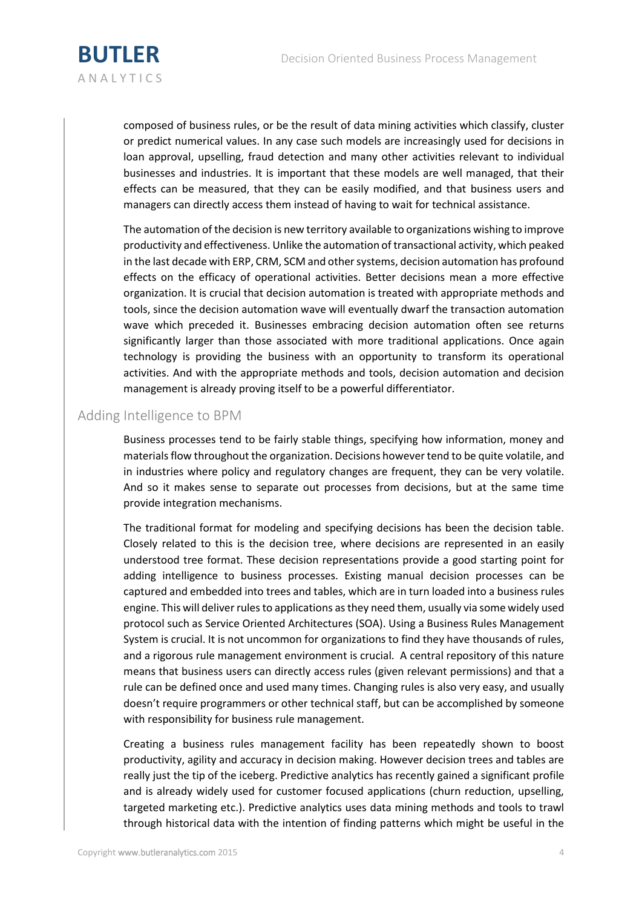composed of business rules, or be the result of data mining activities which classify, cluster or predict numerical values. In any case such models are increasingly used for decisions in loan approval, upselling, fraud detection and many other activities relevant to individual businesses and industries. It is important that these models are well managed, that their effects can be measured, that they can be easily modified, and that business users and managers can directly access them instead of having to wait for technical assistance.

The automation of the decision is new territory available to organizations wishing to improve productivity and effectiveness. Unlike the automation of transactional activity, which peaked in the last decade with ERP, CRM, SCM and other systems, decision automation has profound effects on the efficacy of operational activities. Better decisions mean a more effective organization. It is crucial that decision automation is treated with appropriate methods and tools, since the decision automation wave will eventually dwarf the transaction automation wave which preceded it. Businesses embracing decision automation often see returns significantly larger than those associated with more traditional applications. Once again technology is providing the business with an opportunity to transform its operational activities. And with the appropriate methods and tools, decision automation and decision management is already proving itself to be a powerful differentiator.

## Adding Intelligence to BPM

Business processes tend to be fairly stable things, specifying how information, money and materials flow throughout the organization. Decisions however tend to be quite volatile, and in industries where policy and regulatory changes are frequent, they can be very volatile. And so it makes sense to separate out processes from decisions, but at the same time provide integration mechanisms.

The traditional format for modeling and specifying decisions has been the decision table. Closely related to this is the decision tree, where decisions are represented in an easily understood tree format. These decision representations provide a good starting point for adding intelligence to business processes. Existing manual decision processes can be captured and embedded into trees and tables, which are in turn loaded into a business rules engine. This will deliver rules to applications as they need them, usually via some widely used protocol such as Service Oriented Architectures (SOA). Using a Business Rules Management System is crucial. It is not uncommon for organizations to find they have thousands of rules, and a rigorous rule management environment is crucial. A central repository of this nature means that business users can directly access rules (given relevant permissions) and that a rule can be defined once and used many times. Changing rules is also very easy, and usually doesn't require programmers or other technical staff, but can be accomplished by someone with responsibility for business rule management.

Creating a business rules management facility has been repeatedly shown to boost productivity, agility and accuracy in decision making. However decision trees and tables are really just the tip of the iceberg. Predictive analytics has recently gained a significant profile and is already widely used for customer focused applications (churn reduction, upselling, targeted marketing etc.). Predictive analytics uses data mining methods and tools to trawl through historical data with the intention of finding patterns which might be useful in the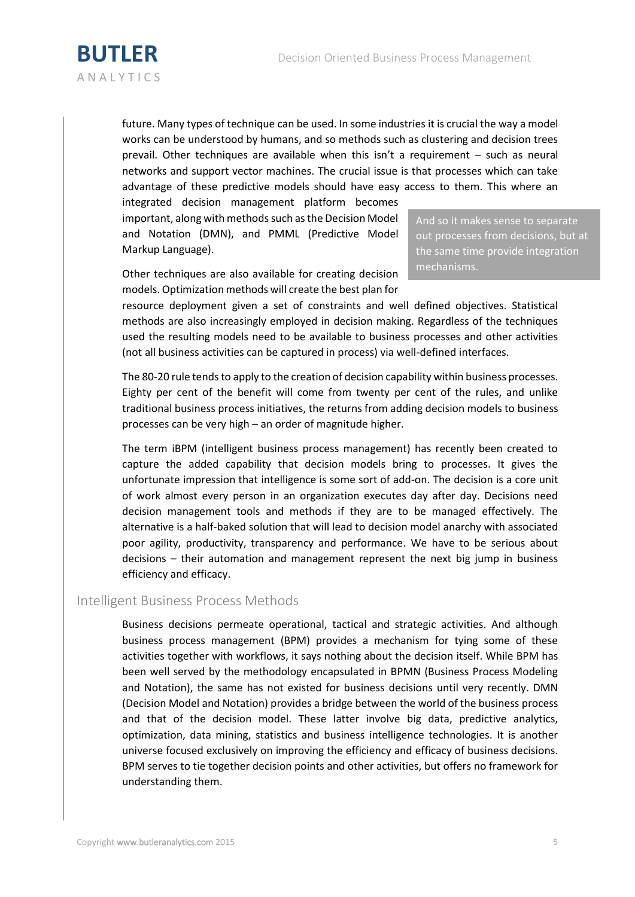future. Many types of technique can be used. In some industries it is crucial the way a model works can be understood by humans, and so methods such as clustering and decision trees prevail. Other techniques are available when this isn't a requirement – such as neural networks and support vector machines. The crucial issue is that processes which can take advantage of these predictive models should have easy access to them. This where an integrated decision management platform becomes important, along with methods such as the Decision Model and Notation (DMN), and PMML (Predictive Model Markup Language).

> And so it makes sense to separate out processes from decisions, but at the same time provide integration mechanisms.

Other techniques are also available for creating decision models. Optimization methods will create the best plan for resource deployment given a set of constraints and well defined objectives. Statistical methods are also increasingly employed in decision making. Regardless of the techniques used the resulting models need to be available to business processes and other activities (not all business activities can be captured in process) via well-defined interfaces.

The 80-20 rule tends to apply to the creation of decision capability within business processes. Eighty per cent of the benefit will come from twenty per cent of the rules, and unlike traditional business process initiatives, the returns from adding decision models to business processes can be very high – an order of magnitude higher.

The term iBPM (intelligent business process management) has recently been created to capture the added capability that decision models bring to processes. It gives the unfortunate impression that intelligence is some sort of add-on. The decision is a core unit of work almost every person in an organization executes day after day. Decisions need decision management tools and methods if they are to be managed effectively. The alternative is a half-baked solution that will lead to decision model anarchy with associated poor agility, productivity, transparency and performance. We have to be serious about decisions – their automation and management represent the next big jump in business efficiency and efficacy.

## Intelligent Business Process Methods

Business decisions permeate operational, tactical and strategic activities. And although business process management (BPM) provides a mechanism for tying some of these activities together with workflows, it says nothing about the decision itself. While BPM has been well served by the methodology encapsulated in BPMN (Business Process Modeling and Notation), the same has not existed for business decisions until very recently. DMN (Decision Model and Notation) provides a bridge between the world of the business process and that of the decision model. These latter involve big data, predictive analytics, optimization, data mining, statistics and business intelligence technologies. It is another universe focused exclusively on improving the efficiency and efficacy of business decisions. BPM serves to tie together decision points and other activities, but offers no framework for understanding them.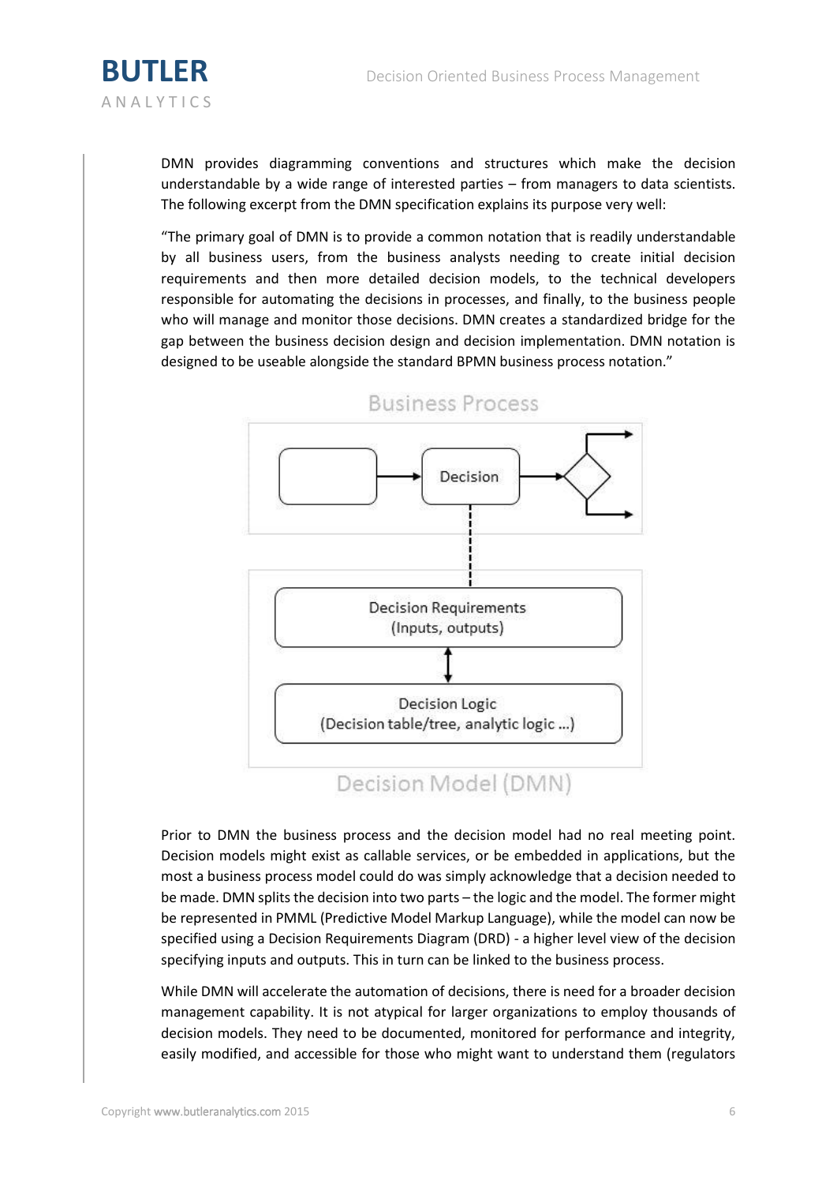DMN provides diagramming conventions and structures which make the decision understandable by a wide range of interested parties – from managers to data scientists. The following excerpt from the DMN specification explains its purpose very well:

"The primary goal of DMN is to provide a common notation that is readily understandable by all business users, from the business analysts needing to create initial decision requirements and then more detailed decision models, to the technical developers responsible for automating the decisions in processes, and finally, to the business people who will manage and monitor those decisions. DMN creates a standardized bridge for the gap between the business decision design and decision implementation. DMN notation is designed to be useable alongside the standard BPMN business process notation."

Business Process

Decision

Decision Requirements
(Inputs, outputs)

Decision Logic
(Decision table/tree, analytic logic ...)

Decision Model (DMN)

Prior to DMN the business process and the decision model had no real meeting point. Decision models might exist as callable services, or be embedded in applications, but the most a business process model could do was simply acknowledge that a decision needed to be made. DMN splits the decision into two parts – the logic and the model. The former might be represented in PMML (Predictive Model Markup Language), while the model can now be specified using a Decision Requirements Diagram (DRD) - a higher level view of the decision specifying inputs and outputs. This in turn can be linked to the business process.

While DMN will accelerate the automation of decisions, there is need for a broader decision management capability. It is not atypical for larger organizations to employ thousands of decision models. They need to be documented, monitored for performance and integrity, easily modified, and accessible for those who might want to understand them (regulators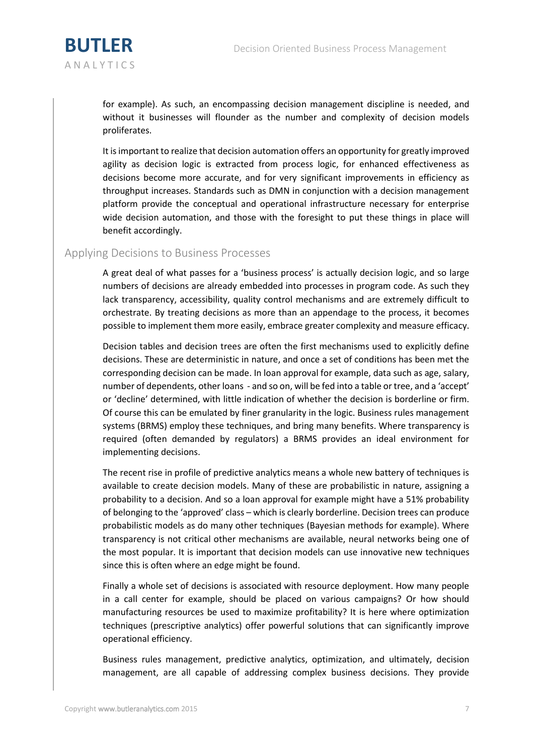for example). As such, an encompassing decision management discipline is needed, and without it businesses will flounder as the number and complexity of decision models proliferates.

It is important to realize that decision automation offers an opportunity for greatly improved agility as decision logic is extracted from process logic, for enhanced effectiveness as decisions become more accurate, and for very significant improvements in efficiency as throughput increases. Standards such as DMN in conjunction with a decision management platform provide the conceptual and operational infrastructure necessary for enterprise wide decision automation, and those with the foresight to put these things in place will benefit accordingly.

## Applying Decisions to Business Processes

A great deal of what passes for a 'business process' is actually decision logic, and so large numbers of decisions are already embedded into processes in program code. As such they lack transparency, accessibility, quality control mechanisms and are extremely difficult to orchestrate. By treating decisions as more than an appendage to the process, it becomes possible to implement them more easily, embrace greater complexity and measure efficacy.

Decision tables and decision trees are often the first mechanisms used to explicitly define decisions. These are deterministic in nature, and once a set of conditions has been met the corresponding decision can be made. In loan approval for example, data such as age, salary, number of dependents, other loans - and so on, will be fed into a table or tree, and a 'accept' or 'decline' determined, with little indication of whether the decision is borderline or firm. Of course this can be emulated by finer granularity in the logic. Business rules management systems (BRMS) employ these techniques, and bring many benefits. Where transparency is required (often demanded by regulators) a BRMS provides an ideal environment for implementing decisions.

The recent rise in profile of predictive analytics means a whole new battery of techniques is available to create decision models. Many of these are probabilistic in nature, assigning a probability to a decision. And so a loan approval for example might have a 51% probability of belonging to the 'approved' class – which is clearly borderline. Decision trees can produce probabilistic models as do many other techniques (Bayesian methods for example). Where transparency is not critical other mechanisms are available, neural networks being one of the most popular. It is important that decision models can use innovative new techniques since this is often where an edge might be found.

Finally a whole set of decisions is associated with resource deployment. How many people in a call center for example, should be placed on various campaigns? Or how should manufacturing resources be used to maximize profitability? It is here where optimization techniques (prescriptive analytics) offer powerful solutions that can significantly improve operational efficiency.

Business rules management, predictive analytics, optimization, and ultimately, decision management, are all capable of addressing complex business decisions. They provide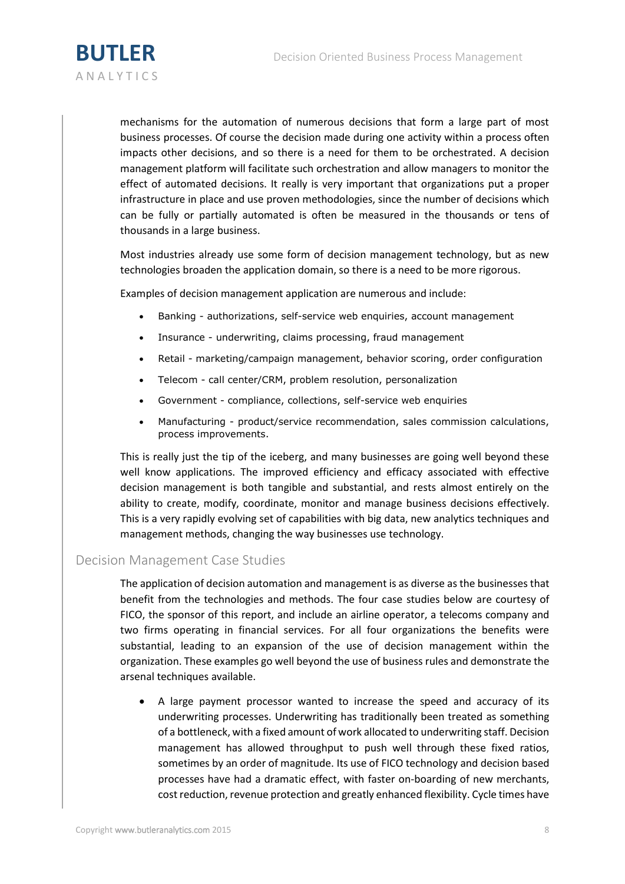mechanisms for the automation of numerous decisions that form a large part of most business processes. Of course the decision made during one activity within a process often impacts other decisions, and so there is a need for them to be orchestrated. A decision management platform will facilitate such orchestration and allow managers to monitor the effect of automated decisions. It really is very important that organizations put a proper infrastructure in place and use proven methodologies, since the number of decisions which can be fully or partially automated is often be measured in the thousands or tens of thousands in a large business.

Most industries already use some form of decision management technology, but as new technologies broaden the application domain, so there is a need to be more rigorous.

Examples of decision management application are numerous and include:

- Banking - authorizations, self-service web enquiries, account management
- Insurance - underwriting, claims processing, fraud management
- Retail - marketing/campaign management, behavior scoring, order configuration
- Telecom - call center/CRM, problem resolution, personalization
- Government - compliance, collections, self-service web enquiries
- Manufacturing - product/service recommendation, sales commission calculations, process improvements.

This is really just the tip of the iceberg, and many businesses are going well beyond these well know applications. The improved efficiency and efficacy associated with effective decision management is both tangible and substantial, and rests almost entirely on the ability to create, modify, coordinate, monitor and manage business decisions effectively. This is a very rapidly evolving set of capabilities with big data, new analytics techniques and management methods, changing the way businesses use technology.

## Decision Management Case Studies

The application of decision automation and management is as diverse as the businesses that benefit from the technologies and methods. The four case studies below are courtesy of FICO, the sponsor of this report, and include an airline operator, a telecoms company and two firms operating in financial services. For all four organizations the benefits were substantial, leading to an expansion of the use of decision management within the organization. These examples go well beyond the use of business rules and demonstrate the arsenal techniques available.

- A large payment processor wanted to increase the speed and accuracy of its underwriting processes. Underwriting has traditionally been treated as something of a bottleneck, with a fixed amount of work allocated to underwriting staff. Decision management has allowed throughput to push well through these fixed ratios, sometimes by an order of magnitude. Its use of FICO technology and decision based processes have had a dramatic effect, with faster on-boarding of new merchants, cost reduction, revenue protection and greatly enhanced flexibility. Cycle times have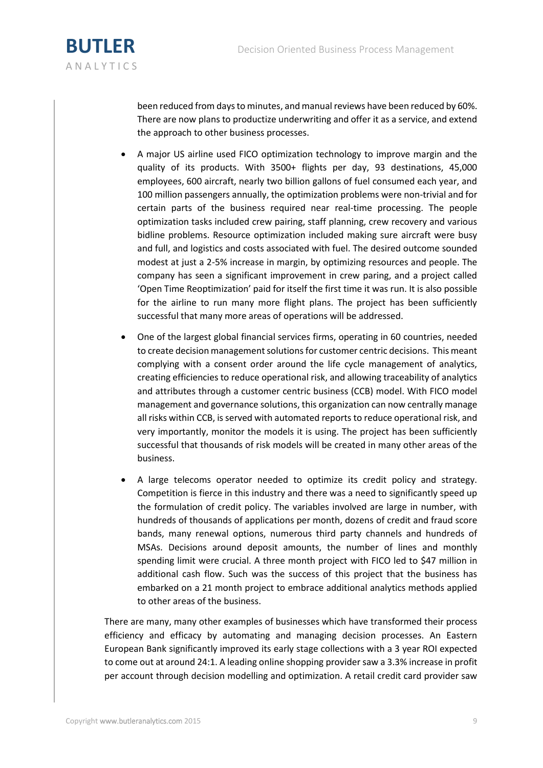been reduced from days to minutes, and manual reviews have been reduced by 60%. There are now plans to productize underwriting and offer it as a service, and extend the approach to other business processes.

- A major US airline used FICO optimization technology to improve margin and the quality of its products. With 3500+ flights per day, 93 destinations, 45,000 employees, 600 aircraft, nearly two billion gallons of fuel consumed each year, and 100 million passengers annually, the optimization problems were non-trivial and for certain parts of the business required near real-time processing. The people optimization tasks included crew pairing, staff planning, crew recovery and various bidline problems. Resource optimization included making sure aircraft were busy and full, and logistics and costs associated with fuel. The desired outcome sounded modest at just a 2-5% increase in margin, by optimizing resources and people. The company has seen a significant improvement in crew paring, and a project called 'Open Time Reoptimization' paid for itself the first time it was run. It is also possible for the airline to run many more flight plans. The project has been sufficiently successful that many more areas of operations will be addressed.

- One of the largest global financial services firms, operating in 60 countries, needed to create decision management solutions for customer centric decisions. This meant complying with a consent order around the life cycle management of analytics, creating efficiencies to reduce operational risk, and allowing traceability of analytics and attributes through a customer centric business (CCB) model. With FICO model management and governance solutions, this organization can now centrally manage all risks within CCB, is served with automated reports to reduce operational risk, and very importantly, monitor the models it is using. The project has been sufficiently successful that thousands of risk models will be created in many other areas of the business.

- A large telecoms operator needed to optimize its credit policy and strategy. Competition is fierce in this industry and there was a need to significantly speed up the formulation of credit policy. The variables involved are large in number, with hundreds of thousands of applications per month, dozens of credit and fraud score bands, many renewal options, numerous third party channels and hundreds of MSAs. Decisions around deposit amounts, the number of lines and monthly spending limit were crucial. A three month project with FICO led to $47 million in additional cash flow. Such was the success of this project that the business has embarked on a 21 month project to embrace additional analytics methods applied to other areas of the business.

There are many, many other examples of businesses which have transformed their process efficiency and efficacy by automating and managing decision processes. An Eastern European Bank significantly improved its early stage collections with a 3 year ROI expected to come out at around 24:1. A leading online shopping provider saw a 3.3% increase in profit per account through decision modelling and optimization. A retail credit card provider saw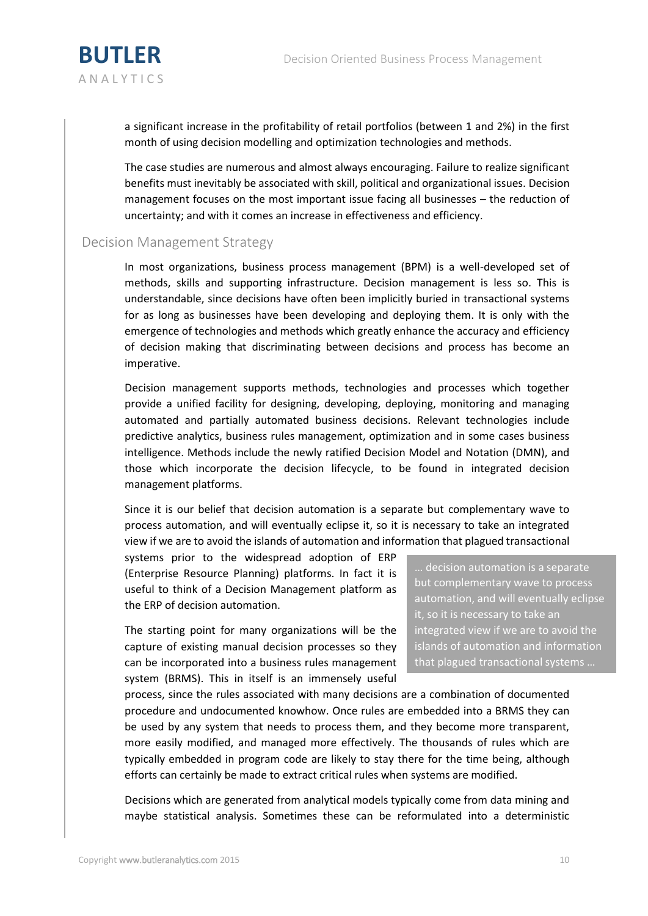a significant increase in the profitability of retail portfolios (between 1 and 2%) in the first month of using decision modelling and optimization technologies and methods.

The case studies are numerous and almost always encouraging. Failure to realize significant benefits must inevitably be associated with skill, political and organizational issues. Decision management focuses on the most important issue facing all businesses – the reduction of uncertainty; and with it comes an increase in effectiveness and efficiency.

## Decision Management Strategy

In most organizations, business process management (BPM) is a well-developed set of methods, skills and supporting infrastructure. Decision management is less so. This is understandable, since decisions have often been implicitly buried in transactional systems for as long as businesses have been developing and deploying them. It is only with the emergence of technologies and methods which greatly enhance the accuracy and efficiency of decision making that discriminating between decisions and process has become an imperative.

Decision management supports methods, technologies and processes which together provide a unified facility for designing, developing, deploying, monitoring and managing automated and partially automated business decisions. Relevant technologies include predictive analytics, business rules management, optimization and in some cases business intelligence. Methods include the newly ratified Decision Model and Notation (DMN), and those which incorporate the decision lifecycle, to be found in integrated decision management platforms.

Since it is our belief that decision automation is a separate but complementary wave to process automation, and will eventually eclipse it, so it is necessary to take an integrated view if we are to avoid the islands of automation and information that plagued transactional systems prior to the widespread adoption of ERP (Enterprise Resource Planning) platforms. In fact it is useful to think of a Decision Management platform as the ERP of decision automation.

> … decision automation is a separate but complementary wave to process automation, and will eventually eclipse it, so it is necessary to take an integrated view if we are to avoid the islands of automation and information that plagued transactional systems …

The starting point for many organizations will be the capture of existing manual decision processes so they can be incorporated into a business rules management system (BRMS). This in itself is an immensely useful process, since the rules associated with many decisions are a combination of documented procedure and undocumented knowhow. Once rules are embedded into a BRMS they can be used by any system that needs to process them, and they become more transparent, more easily modified, and managed more effectively. The thousands of rules which are typically embedded in program code are likely to stay there for the time being, although efforts can certainly be made to extract critical rules when systems are modified.

Decisions which are generated from analytical models typically come from data mining and maybe statistical analysis. Sometimes these can be reformulated into a deterministic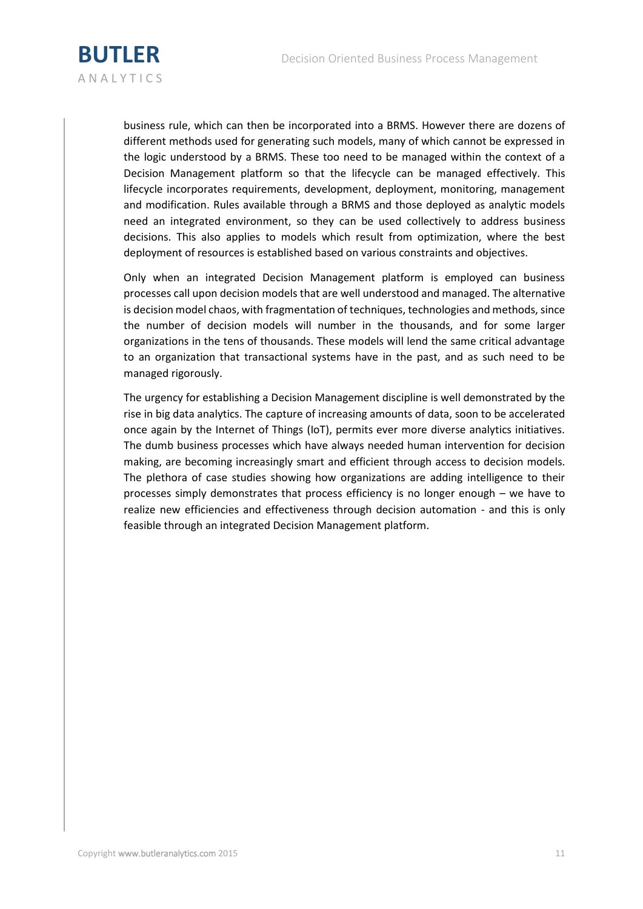business rule, which can then be incorporated into a BRMS. However there are dozens of different methods used for generating such models, many of which cannot be expressed in the logic understood by a BRMS. These too need to be managed within the context of a Decision Management platform so that the lifecycle can be managed effectively. This lifecycle incorporates requirements, development, deployment, monitoring, management and modification. Rules available through a BRMS and those deployed as analytic models need an integrated environment, so they can be used collectively to address business decisions. This also applies to models which result from optimization, where the best deployment of resources is established based on various constraints and objectives.

Only when an integrated Decision Management platform is employed can business processes call upon decision models that are well understood and managed. The alternative is decision model chaos, with fragmentation of techniques, technologies and methods, since the number of decision models will number in the thousands, and for some larger organizations in the tens of thousands. These models will lend the same critical advantage to an organization that transactional systems have in the past, and as such need to be managed rigorously.

The urgency for establishing a Decision Management discipline is well demonstrated by the rise in big data analytics. The capture of increasing amounts of data, soon to be accelerated once again by the Internet of Things (IoT), permits ever more diverse analytics initiatives. The dumb business processes which have always needed human intervention for decision making, are becoming increasingly smart and efficient through access to decision models. The plethora of case studies showing how organizations are adding intelligence to their processes simply demonstrates that process efficiency is no longer enough – we have to realize new efficiencies and effectiveness through decision automation - and this is only feasible through an integrated Decision Management platform.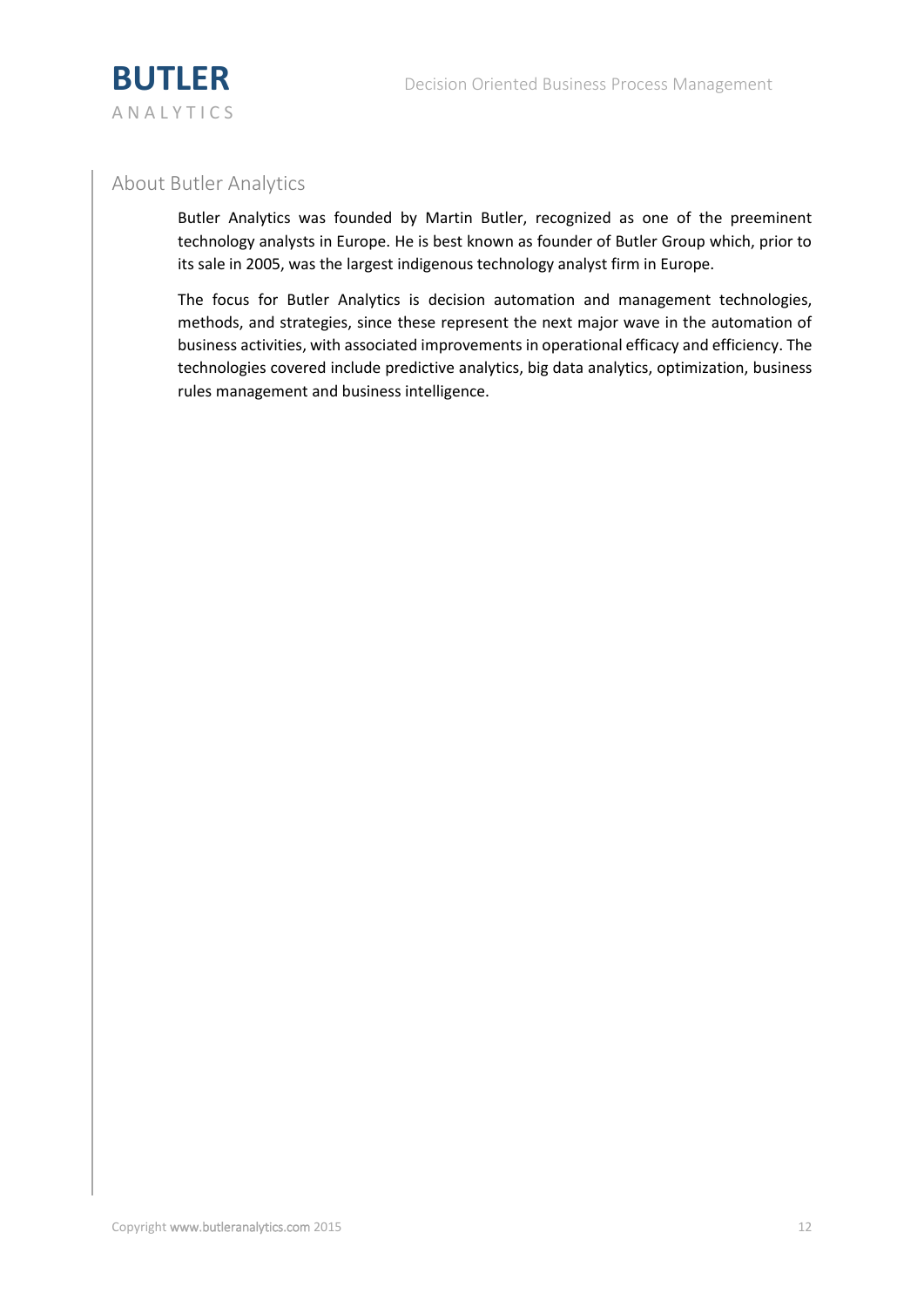## About Butler Analytics

Butler Analytics was founded by Martin Butler, recognized as one of the preeminent technology analysts in Europe. He is best known as founder of Butler Group which, prior to its sale in 2005, was the largest indigenous technology analyst firm in Europe.

The focus for Butler Analytics is decision automation and management technologies, methods, and strategies, since these represent the next major wave in the automation of business activities, with associated improvements in operational efficacy and efficiency. The technologies covered include predictive analytics, big data analytics, optimization, business rules management and business intelligence.